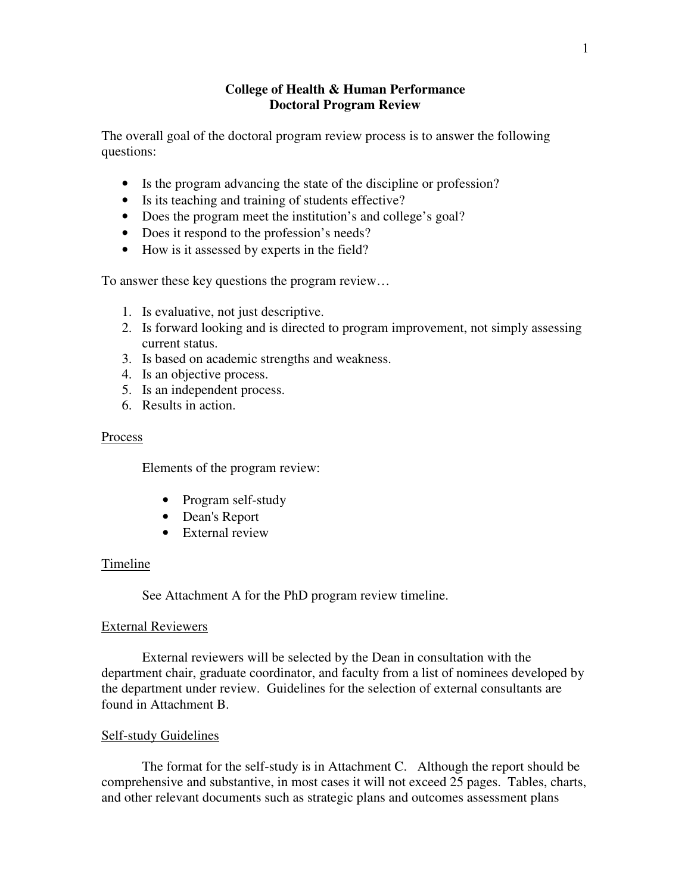# College of Health & Human Performance
## Doctoral Program Review

The overall goal of the doctoral program review process is to answer the following questions:

- Is the program advancing the state of the discipline or profession?
- Is its teaching and training of students effective?
- Does the program meet the institution's and college's goal?
- Does it respond to the profession's needs?
- How is it assessed by experts in the field?

To answer these key questions the program review…

1. Is evaluative, not just descriptive.
2. Is forward looking and is directed to program improvement, not simply assessing current status.
3. Is based on academic strengths and weakness.
4. Is an objective process.
5. Is an independent process.
6. Results in action.

### Process

Elements of the program review:

- Program self-study
- Dean's Report
- External review

### Timeline

See Attachment A for the PhD program review timeline.

### External Reviewers

External reviewers will be selected by the Dean in consultation with the department chair, graduate coordinator, and faculty from a list of nominees developed by the department under review. Guidelines for the selection of external consultants are found in Attachment B.

### Self-study Guidelines

The format for the self-study is in Attachment C. Although the report should be comprehensive and substantive, in most cases it will not exceed 25 pages. Tables, charts, and other relevant documents such as strategic plans and outcomes assessment plans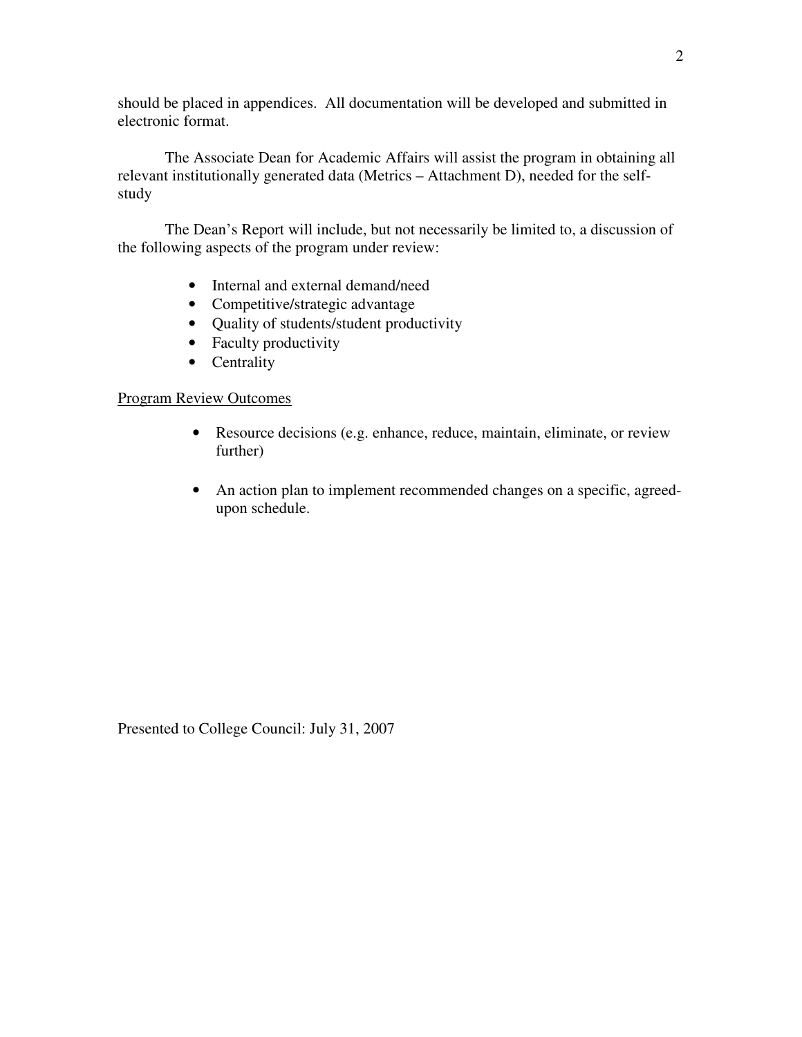should be placed in appendices. All documentation will be developed and submitted in electronic format.

The Associate Dean for Academic Affairs will assist the program in obtaining all relevant institutionally generated data (Metrics – Attachment D), needed for the self-study

The Dean's Report will include, but not necessarily be limited to, a discussion of the following aspects of the program under review:

- Internal and external demand/need
- Competitive/strategic advantage
- Quality of students/student productivity
- Faculty productivity
- Centrality

<u>Program Review Outcomes</u>

- Resource decisions (e.g. enhance, reduce, maintain, eliminate, or review further)
- An action plan to implement recommended changes on a specific, agreed-upon schedule.

Presented to College Council: July 31, 2007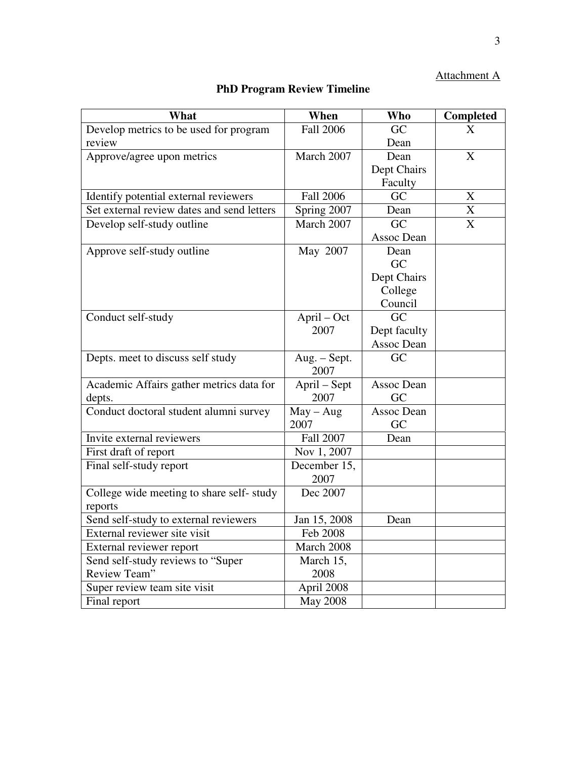Attachment A

## PhD Program Review Timeline

| What | When | Who | Completed |
|---|---|---|---|
| Develop metrics to be used for program review | Fall 2006 | GC<br>Dean | X |
| Approve/agree upon metrics | March 2007 | Dean<br>Dept Chairs<br>Faculty | X |
| Identify potential external reviewers | Fall 2006 | GC | X |
| Set external review dates and send letters | Spring 2007 | Dean | X |
| Develop self-study outline | March 2007 | GC<br>Assoc Dean | X |
| Approve self-study outline | May 2007 | Dean<br>GC<br>Dept Chairs<br>College Council | |
| Conduct self-study | April – Oct 2007 | GC<br>Dept faculty<br>Assoc Dean | |
| Depts. meet to discuss self study | Aug. – Sept. 2007 | GC | |
| Academic Affairs gather metrics data for depts. | April – Sept 2007 | Assoc Dean<br>GC | |
| Conduct doctoral student alumni survey | May – Aug 2007 | Assoc Dean<br>GC | |
| Invite external reviewers | Fall 2007 | Dean | |
| First draft of report | Nov 1, 2007 | | |
| Final self-study report | December 15, 2007 | | |
| College wide meeting to share self- study reports | Dec 2007 | | |
| Send self-study to external reviewers | Jan 15, 2008 | Dean | |
| External reviewer site visit | Feb 2008 | | |
| External reviewer report | March 2008 | | |
| Send self-study reviews to "Super Review Team" | March 15, 2008 | | |
| Super review team site visit | April 2008 | | |
| Final report | May 2008 | | |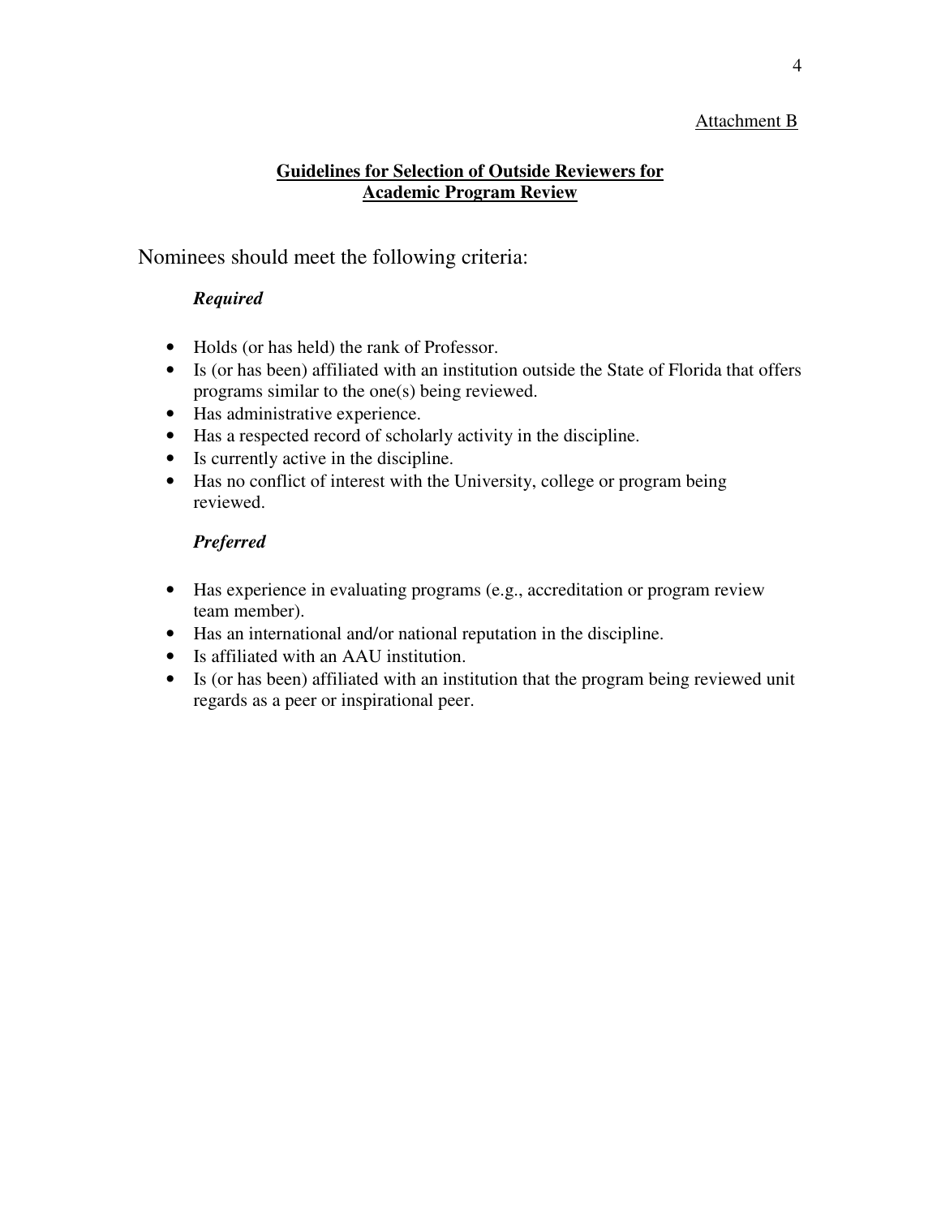Attachment B

## Guidelines for Selection of Outside Reviewers for Academic Program Review

Nominees should meet the following criteria:

***Required***

- Holds (or has held) the rank of Professor.
- Is (or has been) affiliated with an institution outside the State of Florida that offers programs similar to the one(s) being reviewed.
- Has administrative experience.
- Has a respected record of scholarly activity in the discipline.
- Is currently active in the discipline.
- Has no conflict of interest with the University, college or program being reviewed.

***Preferred***

- Has experience in evaluating programs (e.g., accreditation or program review team member).
- Has an international and/or national reputation in the discipline.
- Is affiliated with an AAU institution.
- Is (or has been) affiliated with an institution that the program being reviewed unit regards as a peer or inspirational peer.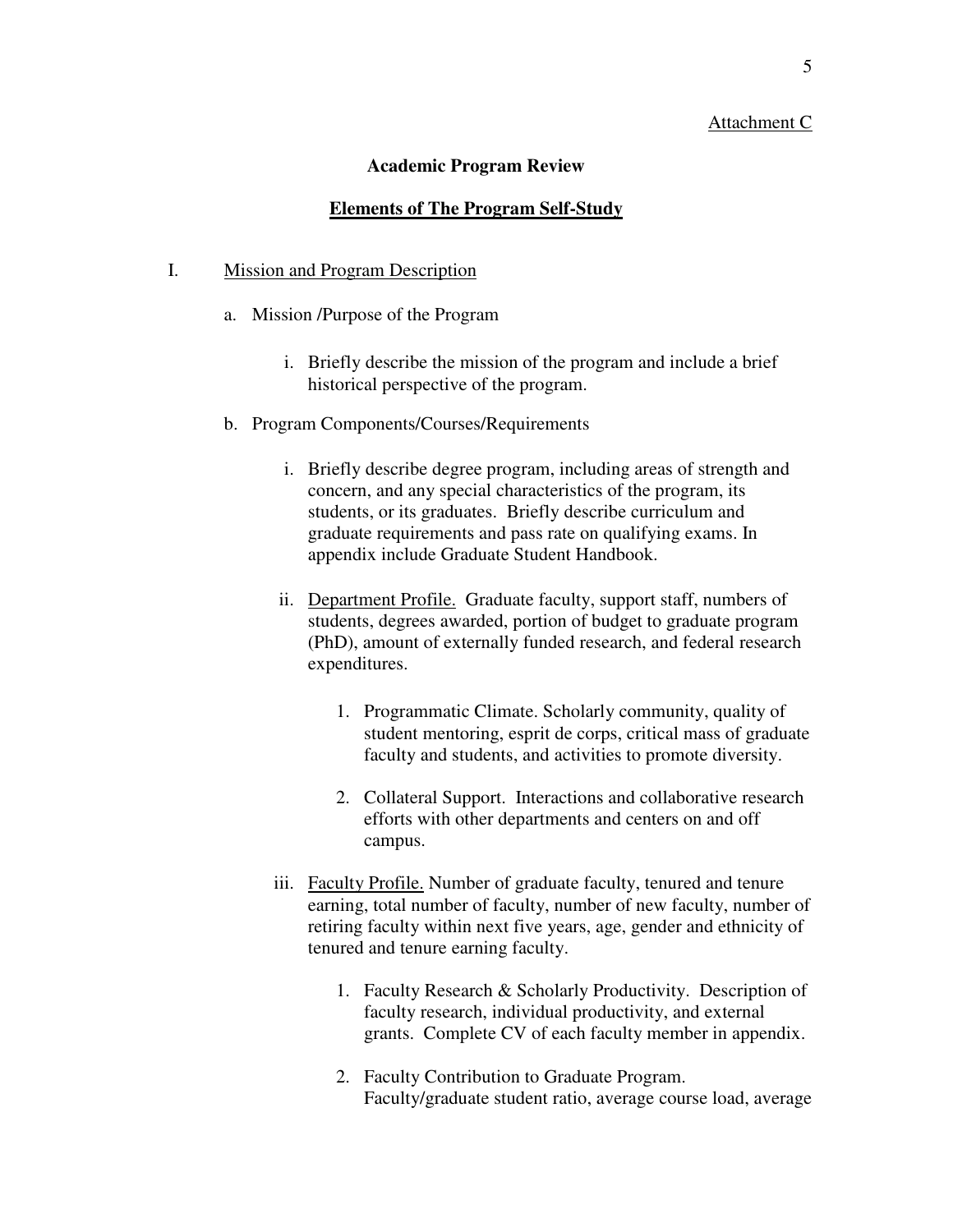Attachment C

## Academic Program Review

## Elements of The Program Self-Study

I. Mission and Program Description

a. Mission /Purpose of the Program

   i. Briefly describe the mission of the program and include a brief historical perspective of the program.

b. Program Components/Courses/Requirements

   i. Briefly describe degree program, including areas of strength and concern, and any special characteristics of the program, its students, or its graduates. Briefly describe curriculum and graduate requirements and pass rate on qualifying exams. In appendix include Graduate Student Handbook.

   ii. Department Profile. Graduate faculty, support staff, numbers of students, degrees awarded, portion of budget to graduate program (PhD), amount of externally funded research, and federal research expenditures.

      1. Programmatic Climate. Scholarly community, quality of student mentoring, esprit de corps, critical mass of graduate faculty and students, and activities to promote diversity.

      2. Collateral Support. Interactions and collaborative research efforts with other departments and centers on and off campus.

   iii. Faculty Profile. Number of graduate faculty, tenured and tenure earning, total number of faculty, number of new faculty, number of retiring faculty within next five years, age, gender and ethnicity of tenured and tenure earning faculty.

      1. Faculty Research & Scholarly Productivity. Description of faculty research, individual productivity, and external grants. Complete CV of each faculty member in appendix.

      2. Faculty Contribution to Graduate Program. Faculty/graduate student ratio, average course load, average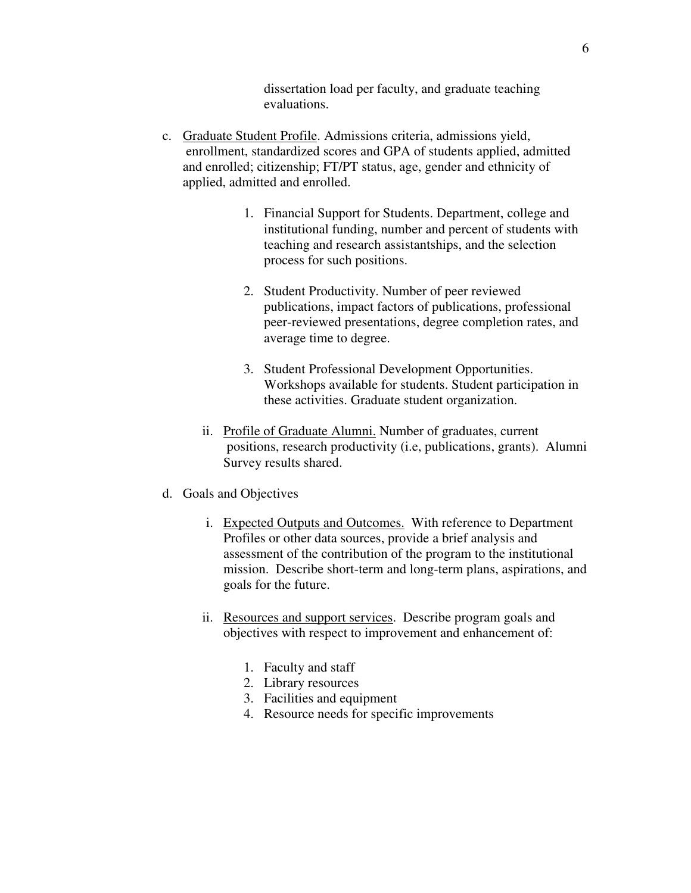dissertation load per faculty, and graduate teaching evaluations.

c. <u>Graduate Student Profile</u>. Admissions criteria, admissions yield, enrollment, standardized scores and GPA of students applied, admitted and enrolled; citizenship; FT/PT status, age, gender and ethnicity of applied, admitted and enrolled.

    1. Financial Support for Students. Department, college and institutional funding, number and percent of students with teaching and research assistantships, and the selection process for such positions.

    2. Student Productivity. Number of peer reviewed publications, impact factors of publications, professional peer-reviewed presentations, degree completion rates, and average time to degree.

    3. Student Professional Development Opportunities. Workshops available for students. Student participation in these activities. Graduate student organization.

    ii. <u>Profile of Graduate Alumni.</u> Number of graduates, current positions, research productivity (i.e, publications, grants). Alumni Survey results shared.

d. Goals and Objectives

    i. <u>Expected Outputs and Outcomes.</u> With reference to Department Profiles or other data sources, provide a brief analysis and assessment of the contribution of the program to the institutional mission. Describe short-term and long-term plans, aspirations, and goals for the future.

    ii. <u>Resources and support services</u>. Describe program goals and objectives with respect to improvement and enhancement of:

        1. Faculty and staff
        2. Library resources
        3. Facilities and equipment
        4. Resource needs for specific improvements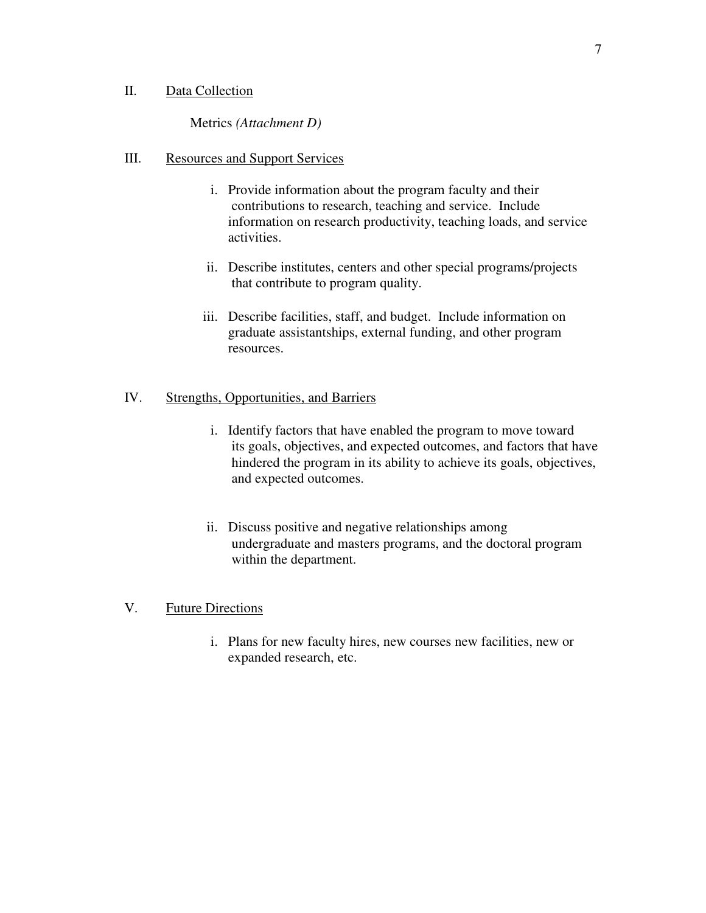II. <u>Data Collection</u>

Metrics *(Attachment D)*

III. <u>Resources and Support Services</u>

i. Provide information about the program faculty and their contributions to research, teaching and service. Include information on research productivity, teaching loads, and service activities.

ii. Describe institutes, centers and other special programs/projects that contribute to program quality.

iii. Describe facilities, staff, and budget. Include information on graduate assistantships, external funding, and other program resources.

IV. <u>Strengths, Opportunities, and Barriers</u>

i. Identify factors that have enabled the program to move toward its goals, objectives, and expected outcomes, and factors that have hindered the program in its ability to achieve its goals, objectives, and expected outcomes.

ii. Discuss positive and negative relationships among undergraduate and masters programs, and the doctoral program within the department.

V. <u>Future Directions</u>

i. Plans for new faculty hires, new courses new facilities, new or expanded research, etc.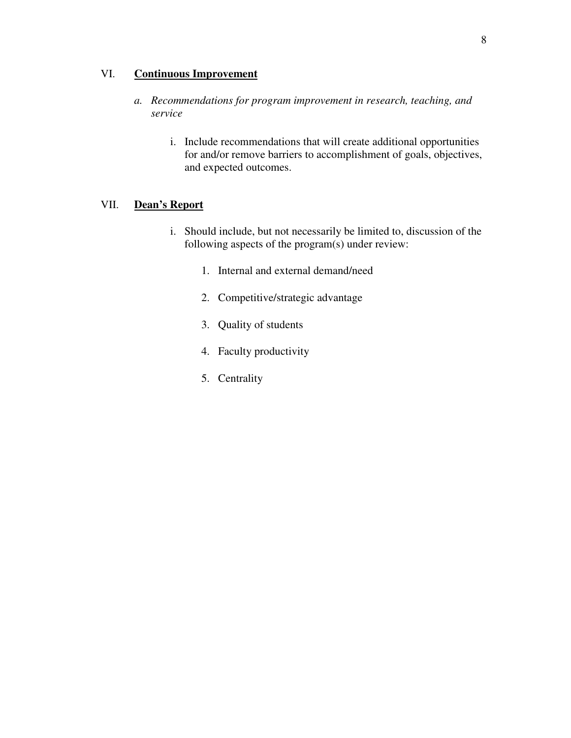## VI. **Continuous Improvement**

*a. Recommendations for program improvement in research, teaching, and service*

i. Include recommendations that will create additional opportunities for and/or remove barriers to accomplishment of goals, objectives, and expected outcomes.

## VII. **Dean's Report**

i. Should include, but not necessarily be limited to, discussion of the following aspects of the program(s) under review:

1. Internal and external demand/need
2. Competitive/strategic advantage
3. Quality of students
4. Faculty productivity
5. Centrality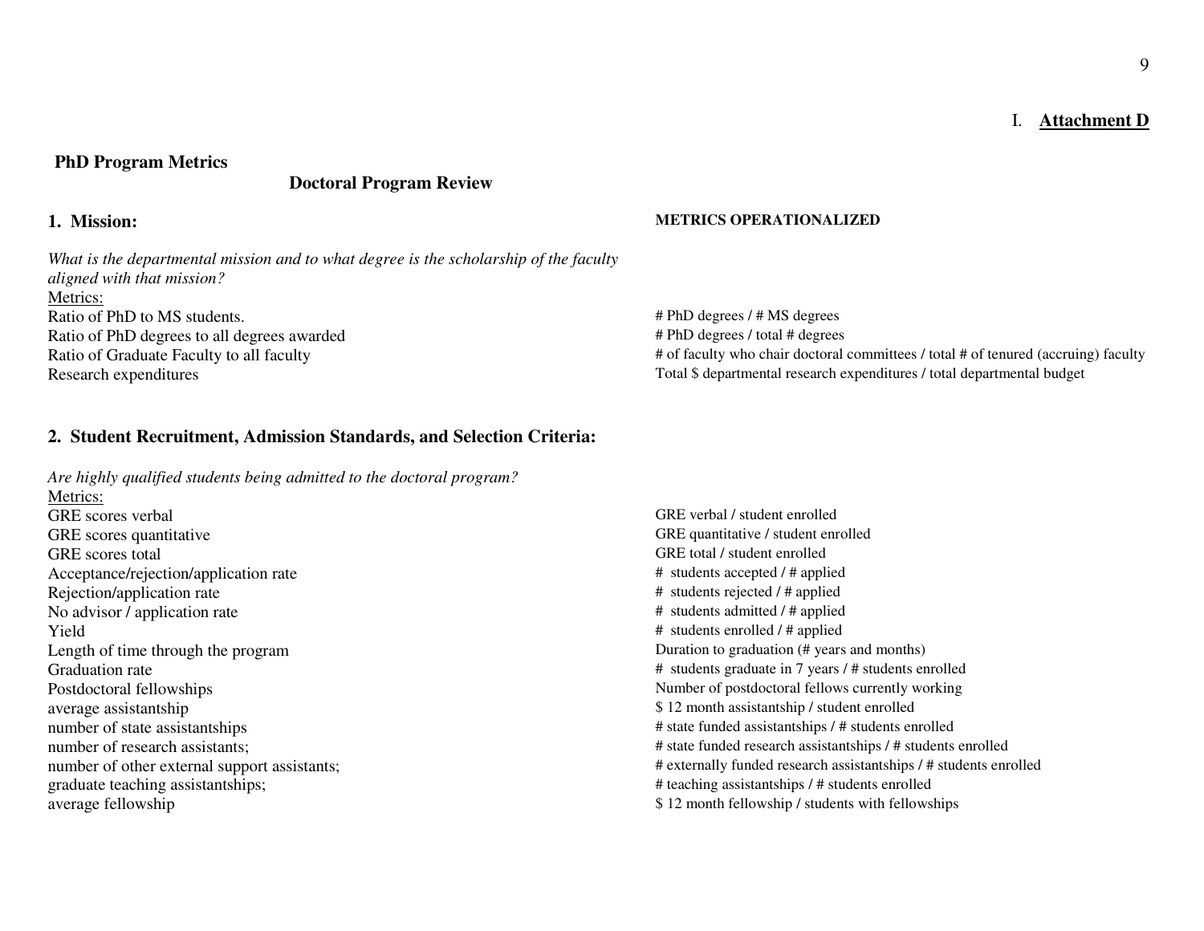## I. Attachment D

**PhD Program Metrics**

**Doctoral Program Review**

### 1. Mission:

*What is the departmental mission and to what degree is the scholarship of the faculty aligned with that mission?*

Metrics:

| Metric | METRICS OPERATIONALIZED |
|---|---|
| Ratio of PhD to MS students. | # PhD degrees / # MS degrees |
| Ratio of PhD degrees to all degrees awarded | # PhD degrees / total # degrees |
| Ratio of Graduate Faculty to all faculty | # of faculty who chair doctoral committees / total # of tenured (accruing) faculty |
| Research expenditures | Total $ departmental research expenditures / total departmental budget |

### 2. Student Recruitment, Admission Standards, and Selection Criteria:

*Are highly qualified students being admitted to the doctoral program?*

Metrics:

| Metric | METRICS OPERATIONALIZED |
|---|---|
| GRE scores verbal | GRE verbal / student enrolled |
| GRE scores quantitative | GRE quantitative / student enrolled |
| GRE scores total | GRE total / student enrolled |
| Acceptance/rejection/application rate | # students accepted / # applied |
| Rejection/application rate | # students rejected / # applied |
| No advisor / application rate | # students admitted / # applied |
| Yield | # students enrolled / # applied |
| Length of time through the program | Duration to graduation (# years and months) |
| Graduation rate | # students graduate in 7 years / # students enrolled |
| Postdoctoral fellowships | Number of postdoctoral fellows currently working |
| average assistantship | $ 12 month assistantship / student enrolled |
| number of state assistantships | # state funded assistantships / # students enrolled |
| number of research assistants; | # state funded research assistantships / # students enrolled |
| number of other external support assistants; | # externally funded research assistantships / # students enrolled |
| graduate teaching assistantships; | # teaching assistantships / # students enrolled |
| average fellowship | $ 12 month fellowship / students with fellowships |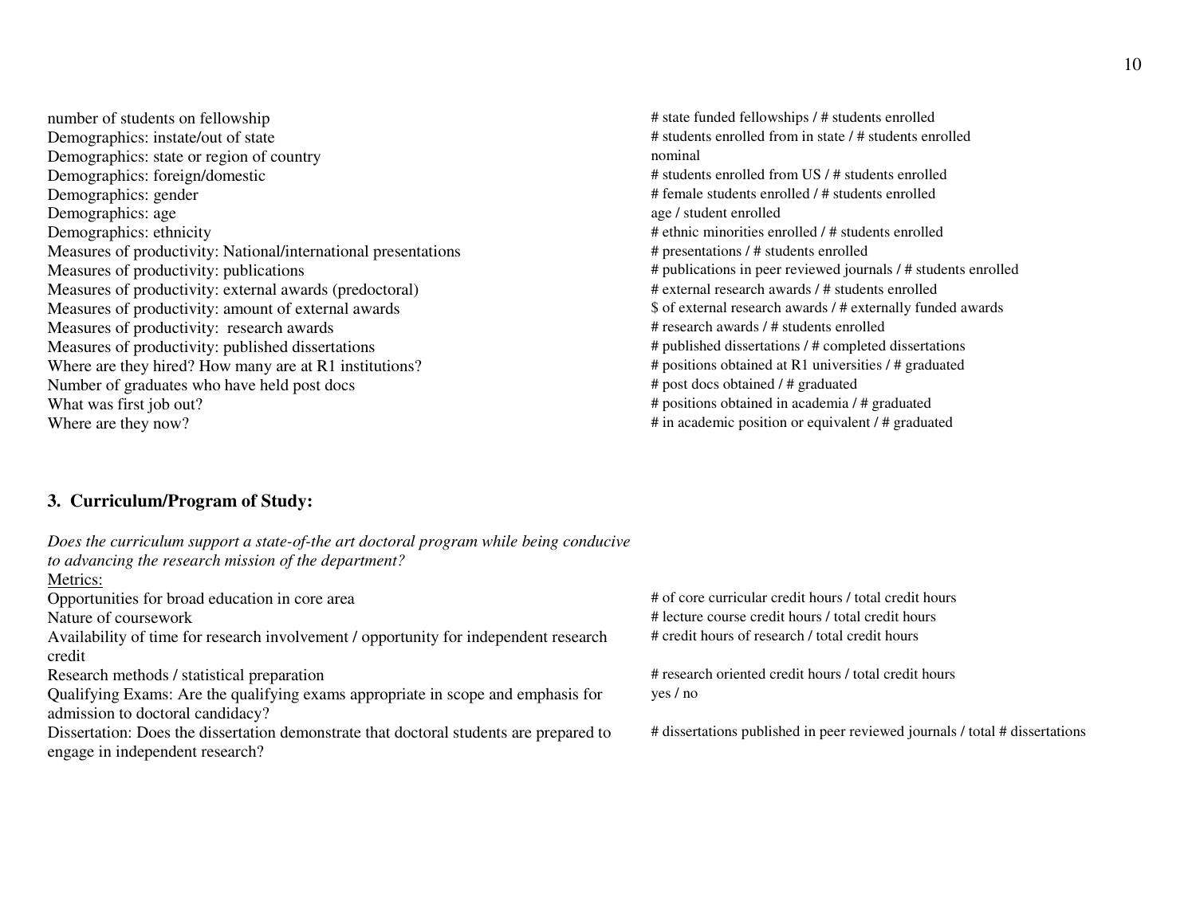| | |
|---|---|
| number of students on fellowship | # state funded fellowships / # students enrolled |
| Demographics: instate/out of state | # students enrolled from in state / # students enrolled |
| Demographics: state or region of country | nominal |
| Demographics: foreign/domestic | # students enrolled from US / # students enrolled |
| Demographics: gender | # female students enrolled / # students enrolled |
| Demographics: age | age / student enrolled |
| Demographics: ethnicity | # ethnic minorities enrolled / # students enrolled |
| Measures of productivity: National/international presentations | # presentations / # students enrolled |
| Measures of productivity: publications | # publications in peer reviewed journals / # students enrolled |
| Measures of productivity: external awards (predoctoral) | # external research awards / # students enrolled |
| Measures of productivity: amount of external awards | $ of external research awards / # externally funded awards |
| Measures of productivity: research awards | # research awards / # students enrolled |
| Measures of productivity: published dissertations | # published dissertations / # completed dissertations |
| Where are they hired? How many are at R1 institutions? | # positions obtained at R1 universities / # graduated |
| Number of graduates who have held post docs | # post docs obtained / # graduated |
| What was first job out? | # positions obtained in academia / # graduated |
| Where are they now? | # in academic position or equivalent / # graduated |

### 3. Curriculum/Program of Study:

*Does the curriculum support a state-of-the art doctoral program while being conducive to advancing the research mission of the department?*

Metrics:

| | |
|---|---|
| Opportunities for broad education in core area | # of core curricular credit hours / total credit hours |
| Nature of coursework | # lecture course credit hours / total credit hours |
| Availability of time for research involvement / opportunity for independent research credit | # credit hours of research / total credit hours |
| Research methods / statistical preparation | # research oriented credit hours / total credit hours |
| Qualifying Exams: Are the qualifying exams appropriate in scope and emphasis for admission to doctoral candidacy? | yes / no |
| Dissertation: Does the dissertation demonstrate that doctoral students are prepared to engage in independent research? | # dissertations published in peer reviewed journals / total # dissertations |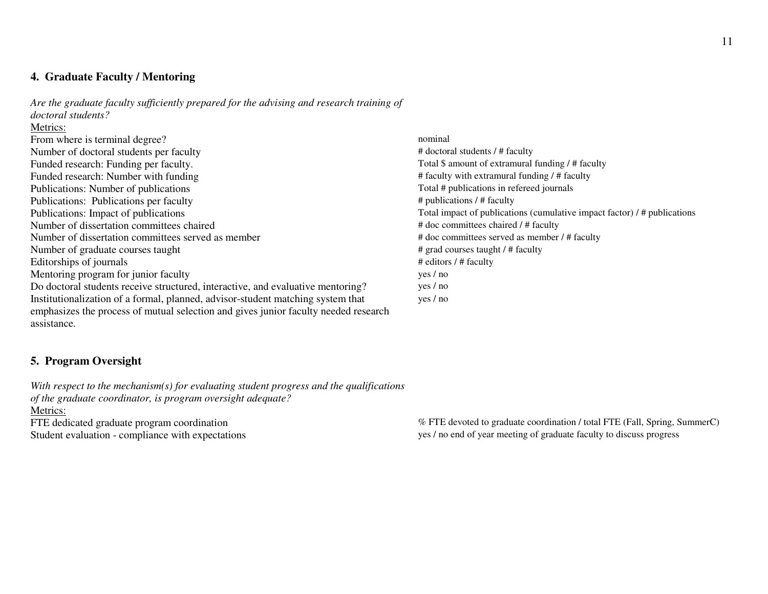## 4. Graduate Faculty / Mentoring

*Are the graduate faculty sufficiently prepared for the advising and research training of doctoral students?*

Metrics:

| Metric | Measure |
|---|---|
| From where is terminal degree? | nominal |
| Number of doctoral students per faculty | # doctoral students / # faculty |
| Funded research: Funding per faculty. | Total $ amount of extramural funding / # faculty |
| Funded research: Number with funding | # faculty with extramural funding / # faculty |
| Publications: Number of publications | Total # publications in refereed journals |
| Publications: Publications per faculty | # publications / # faculty |
| Publications: Impact of publications | Total impact of publications (cumulative impact factor) / # publications |
| Number of dissertation committees chaired | # doc committees chaired / # faculty |
| Number of dissertation committees served as member | # doc committees served as member / # faculty |
| Number of graduate courses taught | # grad courses taught / # faculty |
| Editorships of journals | # editors / # faculty |
| Mentoring program for junior faculty | yes / no |
| Do doctoral students receive structured, interactive, and evaluative mentoring? | yes / no |
| Institutionalization of a formal, planned, advisor-student matching system that emphasizes the process of mutual selection and gives junior faculty needed research assistance. | yes / no |

## 5. Program Oversight

*With respect to the mechanism(s) for evaluating student progress and the qualifications of the graduate coordinator, is program oversight adequate?*

Metrics:

| Metric | Measure |
|---|---|
| FTE dedicated graduate program coordination | % FTE devoted to graduate coordination / total FTE (Fall, Spring, SummerC) |
| Student evaluation - compliance with expectations | yes / no end of year meeting of graduate faculty to discuss progress |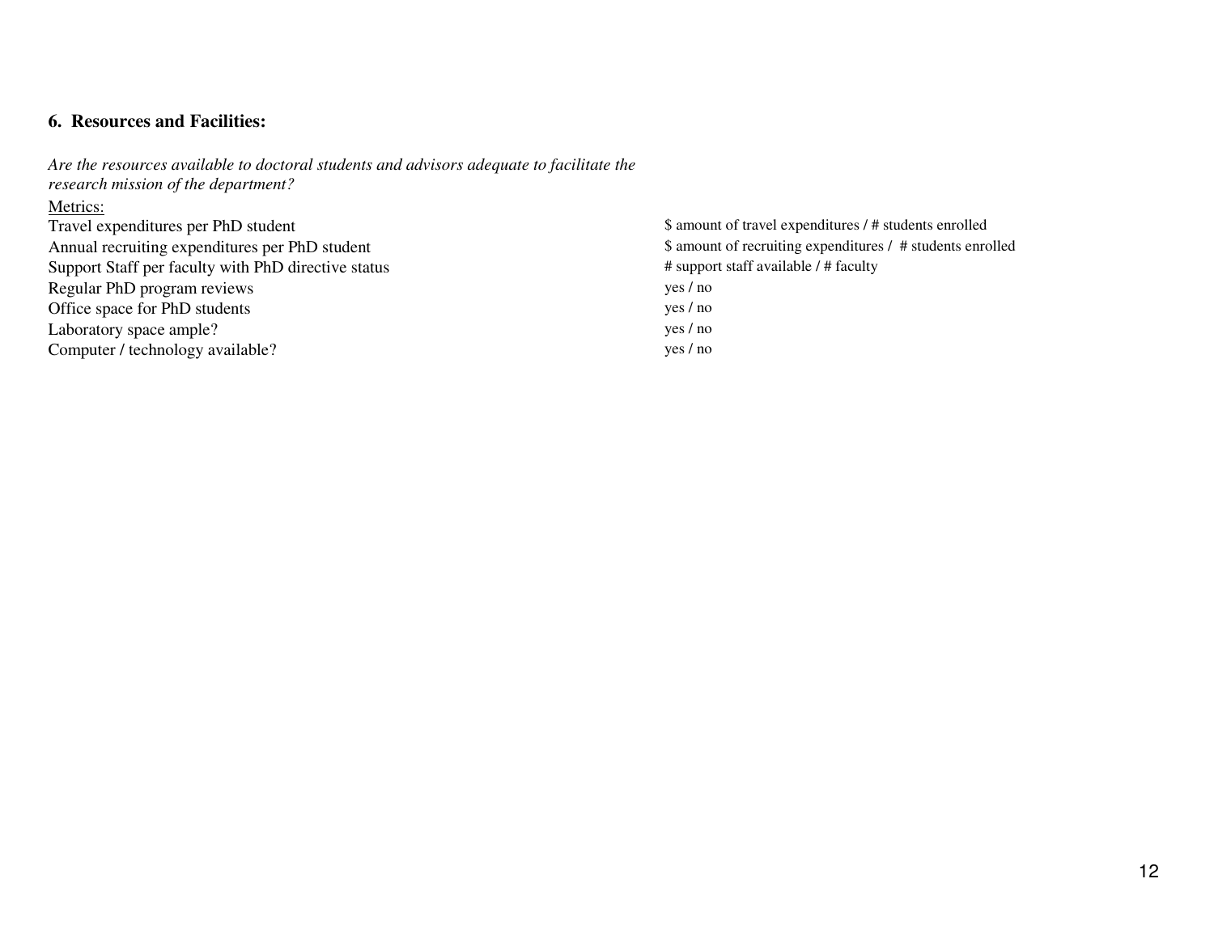### 6. Resources and Facilities:

*Are the resources available to doctoral students and advisors adequate to facilitate the research mission of the department?*

<u>Metrics:</u>

| | |
|---|---|
| Travel expenditures per PhD student | $ amount of travel expenditures / # students enrolled |
| Annual recruiting expenditures per PhD student | $ amount of recruiting expenditures / # students enrolled |
| Support Staff per faculty with PhD directive status | # support staff available / # faculty |
| Regular PhD program reviews | yes / no |
| Office space for PhD students | yes / no |
| Laboratory space ample? | yes / no |
| Computer / technology available? | yes / no |